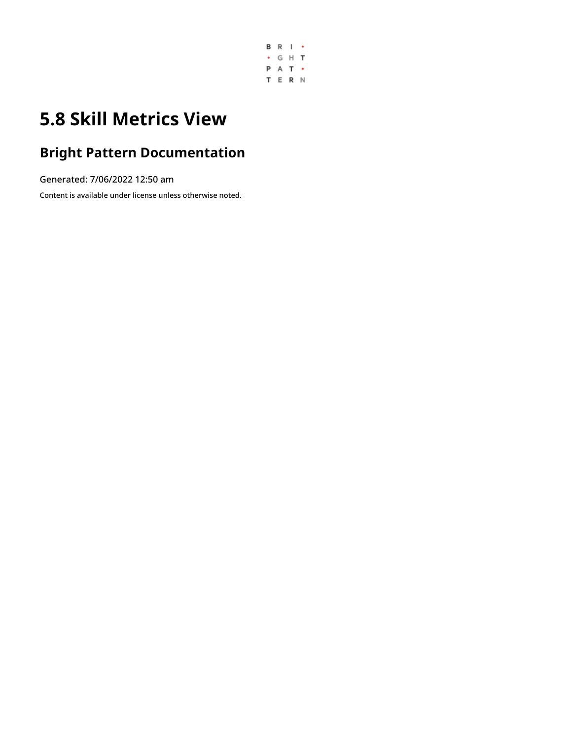# 5.8 Skill Metrics View

## Bright Pattern Documentation

Generated: 7/06/2022 12:50 am

Content is available under license unless otherwise noted.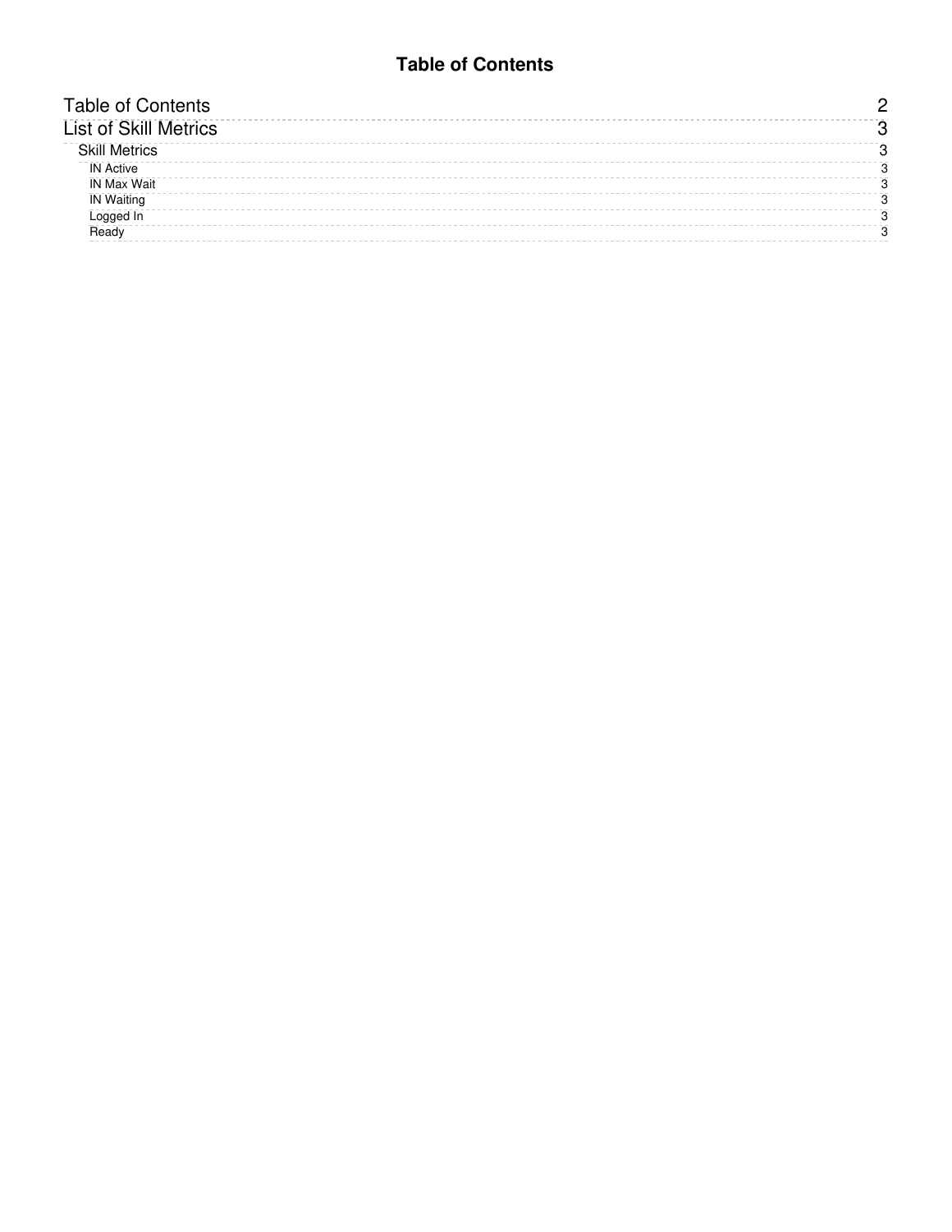# Table of Contents

- Table of Contents ........ 2
- List of Skill Metrics ........ 3
  - Skill Metrics ........ 3
    - IN Active ........ 3
    - IN Max Wait ........ 3
    - IN Waiting ........ 3
    - Logged In ........ 3
    - Ready ........ 3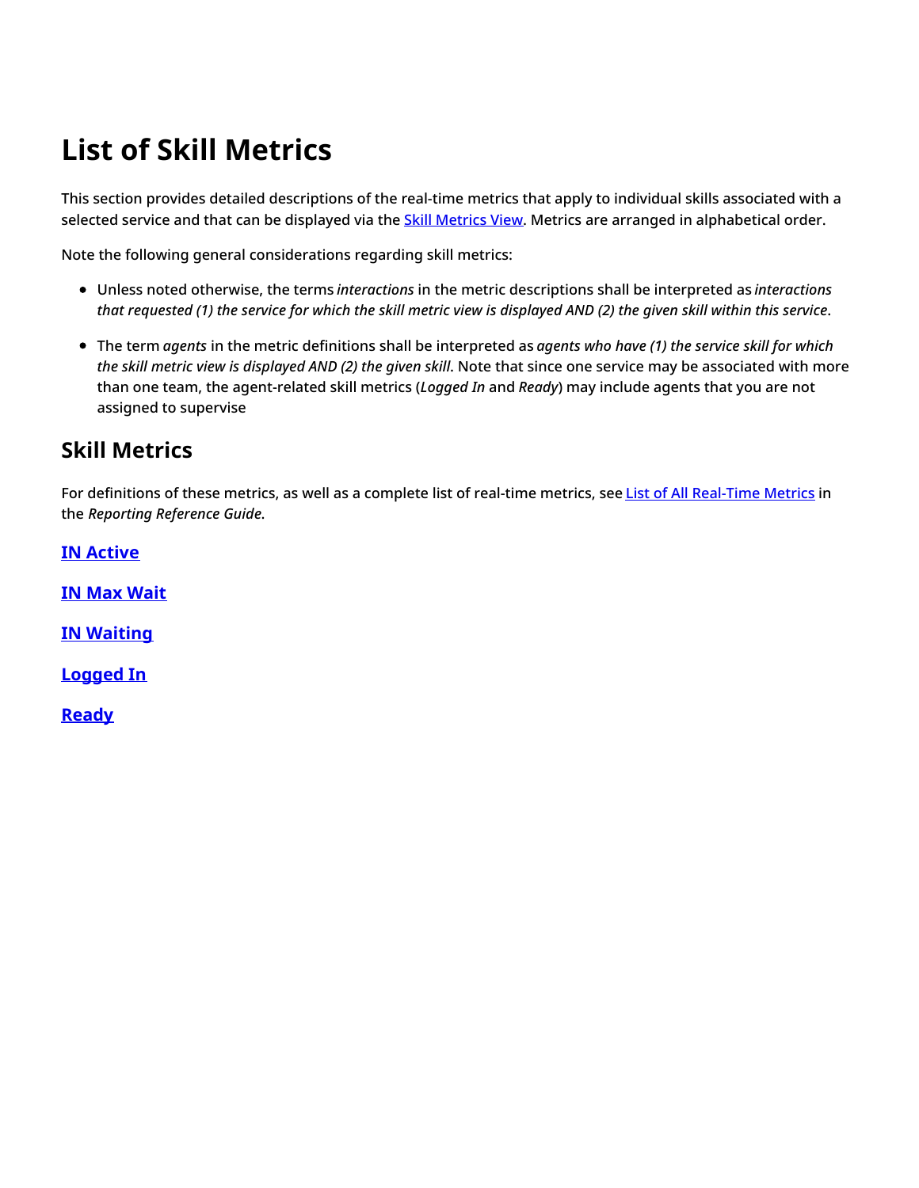# List of Skill Metrics

This section provides detailed descriptions of the real-time metrics that apply to individual skills associated with a selected service and that can be displayed via the [Skill Metrics View](). Metrics are arranged in alphabetical order.

Note the following general considerations regarding skill metrics:

- Unless noted otherwise, the terms *interactions* in the metric descriptions shall be interpreted as *interactions that requested (1) the service for which the skill metric view is displayed AND (2) the given skill within this service*.
- The term *agents* in the metric definitions shall be interpreted as *agents who have (1) the service skill for which the skill metric view is displayed AND (2) the given skill*. Note that since one service may be associated with more than one team, the agent-related skill metrics (*Logged In* and *Ready*) may include agents that you are not assigned to supervise

## Skill Metrics

For definitions of these metrics, as well as a complete list of real-time metrics, see [List of All Real-Time Metrics]() in the *Reporting Reference Guide.*

**[IN Active]()**

**[IN Max Wait]()**

**[IN Waiting]()**

**[Logged In]()**

**[Ready]()**